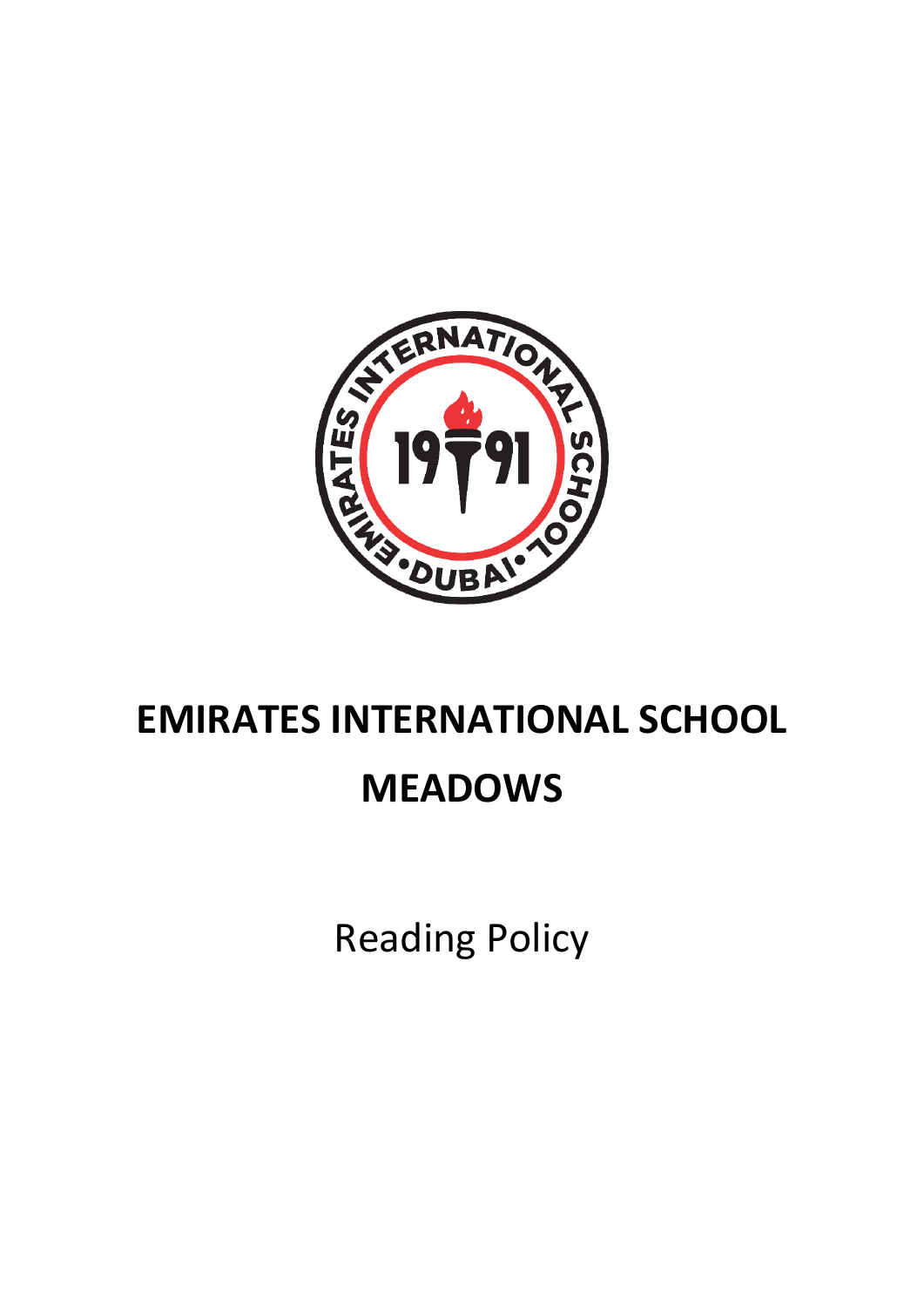# EMIRATES INTERNATIONAL SCHOOL MEADOWS

Reading Policy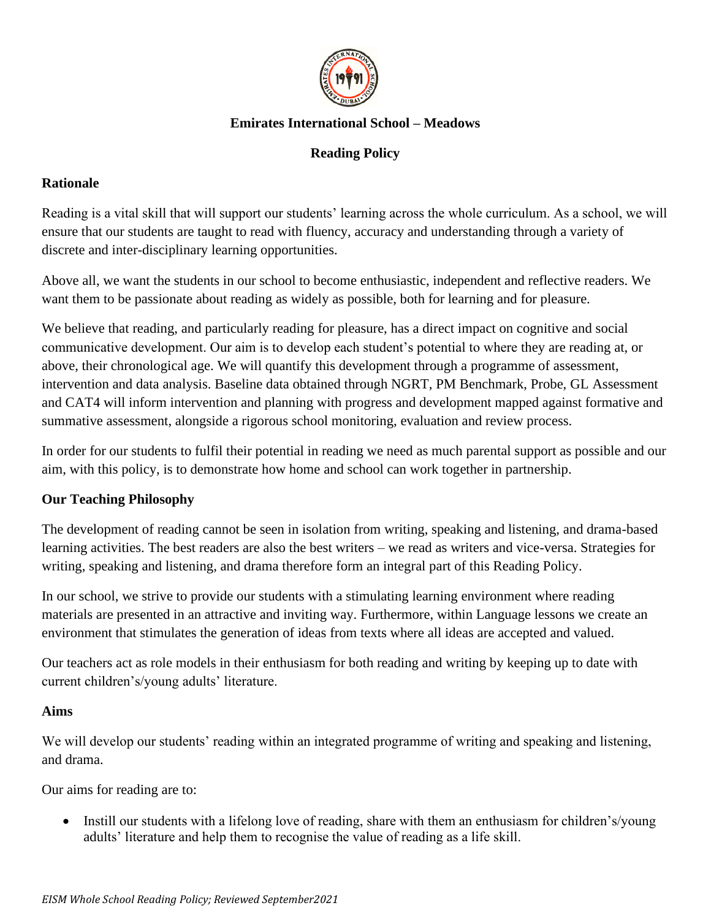**Emirates International School – Meadows**

**Reading Policy**

## Rationale

Reading is a vital skill that will support our students' learning across the whole curriculum. As a school, we will ensure that our students are taught to read with fluency, accuracy and understanding through a variety of discrete and inter-disciplinary learning opportunities.

Above all, we want the students in our school to become enthusiastic, independent and reflective readers. We want them to be passionate about reading as widely as possible, both for learning and for pleasure.

We believe that reading, and particularly reading for pleasure, has a direct impact on cognitive and social communicative development. Our aim is to develop each student's potential to where they are reading at, or above, their chronological age. We will quantify this development through a programme of assessment, intervention and data analysis. Baseline data obtained through NGRT, PM Benchmark, Probe, GL Assessment and CAT4 will inform intervention and planning with progress and development mapped against formative and summative assessment, alongside a rigorous school monitoring, evaluation and review process.

In order for our students to fulfil their potential in reading we need as much parental support as possible and our aim, with this policy, is to demonstrate how home and school can work together in partnership.

## Our Teaching Philosophy

The development of reading cannot be seen in isolation from writing, speaking and listening, and drama-based learning activities. The best readers are also the best writers – we read as writers and vice-versa. Strategies for writing, speaking and listening, and drama therefore form an integral part of this Reading Policy.

In our school, we strive to provide our students with a stimulating learning environment where reading materials are presented in an attractive and inviting way. Furthermore, within Language lessons we create an environment that stimulates the generation of ideas from texts where all ideas are accepted and valued.

Our teachers act as role models in their enthusiasm for both reading and writing by keeping up to date with current children's/young adults' literature.

## Aims

We will develop our students' reading within an integrated programme of writing and speaking and listening, and drama.

Our aims for reading are to:

- Instill our students with a lifelong love of reading, share with them an enthusiasm for children's/young adults' literature and help them to recognise the value of reading as a life skill.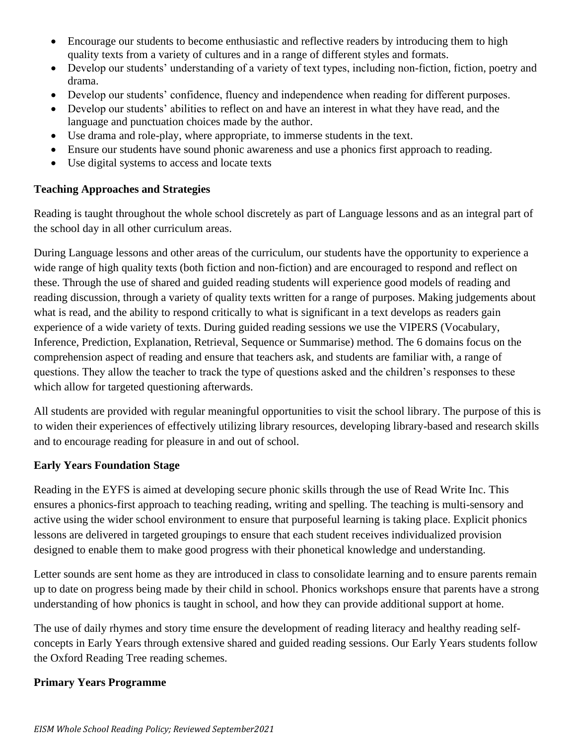- Encourage our students to become enthusiastic and reflective readers by introducing them to high quality texts from a variety of cultures and in a range of different styles and formats.
- Develop our students' understanding of a variety of text types, including non-fiction, fiction, poetry and drama.
- Develop our students' confidence, fluency and independence when reading for different purposes.
- Develop our students' abilities to reflect on and have an interest in what they have read, and the language and punctuation choices made by the author.
- Use drama and role-play, where appropriate, to immerse students in the text.
- Ensure our students have sound phonic awareness and use a phonics first approach to reading.
- Use digital systems to access and locate texts

**Teaching Approaches and Strategies**

Reading is taught throughout the whole school discretely as part of Language lessons and as an integral part of the school day in all other curriculum areas.

During Language lessons and other areas of the curriculum, our students have the opportunity to experience a wide range of high quality texts (both fiction and non-fiction) and are encouraged to respond and reflect on these. Through the use of shared and guided reading students will experience good models of reading and reading discussion, through a variety of quality texts written for a range of purposes. Making judgements about what is read, and the ability to respond critically to what is significant in a text develops as readers gain experience of a wide variety of texts. During guided reading sessions we use the VIPERS (Vocabulary, Inference, Prediction, Explanation, Retrieval, Sequence or Summarise) method. The 6 domains focus on the comprehension aspect of reading and ensure that teachers ask, and students are familiar with, a range of questions. They allow the teacher to track the type of questions asked and the children's responses to these which allow for targeted questioning afterwards.

All students are provided with regular meaningful opportunities to visit the school library. The purpose of this is to widen their experiences of effectively utilizing library resources, developing library-based and research skills and to encourage reading for pleasure in and out of school.

**Early Years Foundation Stage**

Reading in the EYFS is aimed at developing secure phonic skills through the use of Read Write Inc. This ensures a phonics-first approach to teaching reading, writing and spelling. The teaching is multi-sensory and active using the wider school environment to ensure that purposeful learning is taking place. Explicit phonics lessons are delivered in targeted groupings to ensure that each student receives individualized provision designed to enable them to make good progress with their phonetical knowledge and understanding.

Letter sounds are sent home as they are introduced in class to consolidate learning and to ensure parents remain up to date on progress being made by their child in school. Phonics workshops ensure that parents have a strong understanding of how phonics is taught in school, and how they can provide additional support at home.

The use of daily rhymes and story time ensure the development of reading literacy and healthy reading self-concepts in Early Years through extensive shared and guided reading sessions. Our Early Years students follow the Oxford Reading Tree reading schemes.

**Primary Years Programme**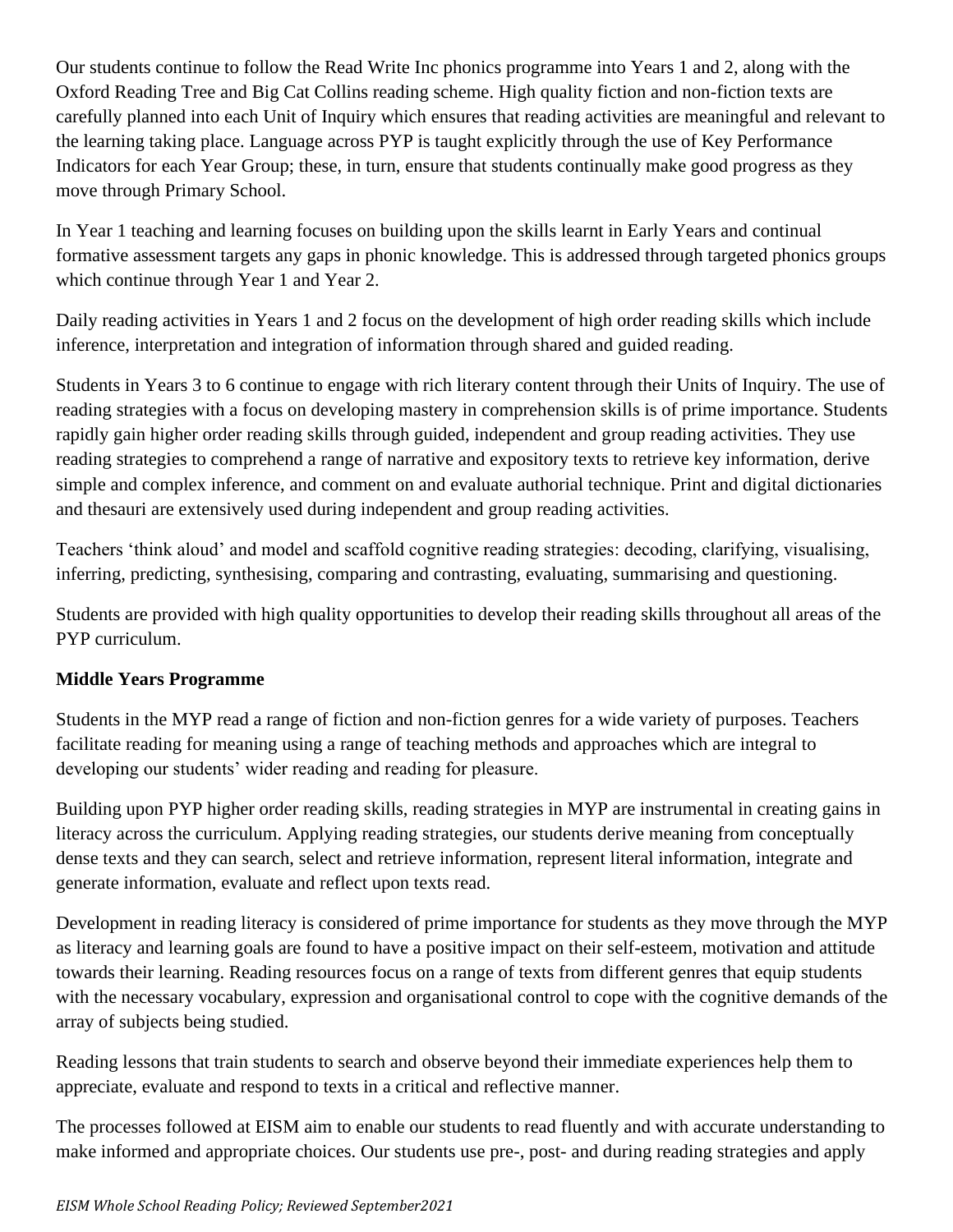Our students continue to follow the Read Write Inc phonics programme into Years 1 and 2, along with the Oxford Reading Tree and Big Cat Collins reading scheme. High quality fiction and non-fiction texts are carefully planned into each Unit of Inquiry which ensures that reading activities are meaningful and relevant to the learning taking place. Language across PYP is taught explicitly through the use of Key Performance Indicators for each Year Group; these, in turn, ensure that students continually make good progress as they move through Primary School.

In Year 1 teaching and learning focuses on building upon the skills learnt in Early Years and continual formative assessment targets any gaps in phonic knowledge. This is addressed through targeted phonics groups which continue through Year 1 and Year 2.

Daily reading activities in Years 1 and 2 focus on the development of high order reading skills which include inference, interpretation and integration of information through shared and guided reading.

Students in Years 3 to 6 continue to engage with rich literary content through their Units of Inquiry. The use of reading strategies with a focus on developing mastery in comprehension skills is of prime importance. Students rapidly gain higher order reading skills through guided, independent and group reading activities. They use reading strategies to comprehend a range of narrative and expository texts to retrieve key information, derive simple and complex inference, and comment on and evaluate authorial technique. Print and digital dictionaries and thesauri are extensively used during independent and group reading activities.

Teachers 'think aloud' and model and scaffold cognitive reading strategies: decoding, clarifying, visualising, inferring, predicting, synthesising, comparing and contrasting, evaluating, summarising and questioning.

Students are provided with high quality opportunities to develop their reading skills throughout all areas of the PYP curriculum.

**Middle Years Programme**

Students in the MYP read a range of fiction and non-fiction genres for a wide variety of purposes. Teachers facilitate reading for meaning using a range of teaching methods and approaches which are integral to developing our students' wider reading and reading for pleasure.

Building upon PYP higher order reading skills, reading strategies in MYP are instrumental in creating gains in literacy across the curriculum. Applying reading strategies, our students derive meaning from conceptually dense texts and they can search, select and retrieve information, represent literal information, integrate and generate information, evaluate and reflect upon texts read.

Development in reading literacy is considered of prime importance for students as they move through the MYP as literacy and learning goals are found to have a positive impact on their self-esteem, motivation and attitude towards their learning. Reading resources focus on a range of texts from different genres that equip students with the necessary vocabulary, expression and organisational control to cope with the cognitive demands of the array of subjects being studied.

Reading lessons that train students to search and observe beyond their immediate experiences help them to appreciate, evaluate and respond to texts in a critical and reflective manner.

The processes followed at EISM aim to enable our students to read fluently and with accurate understanding to make informed and appropriate choices. Our students use pre-, post- and during reading strategies and apply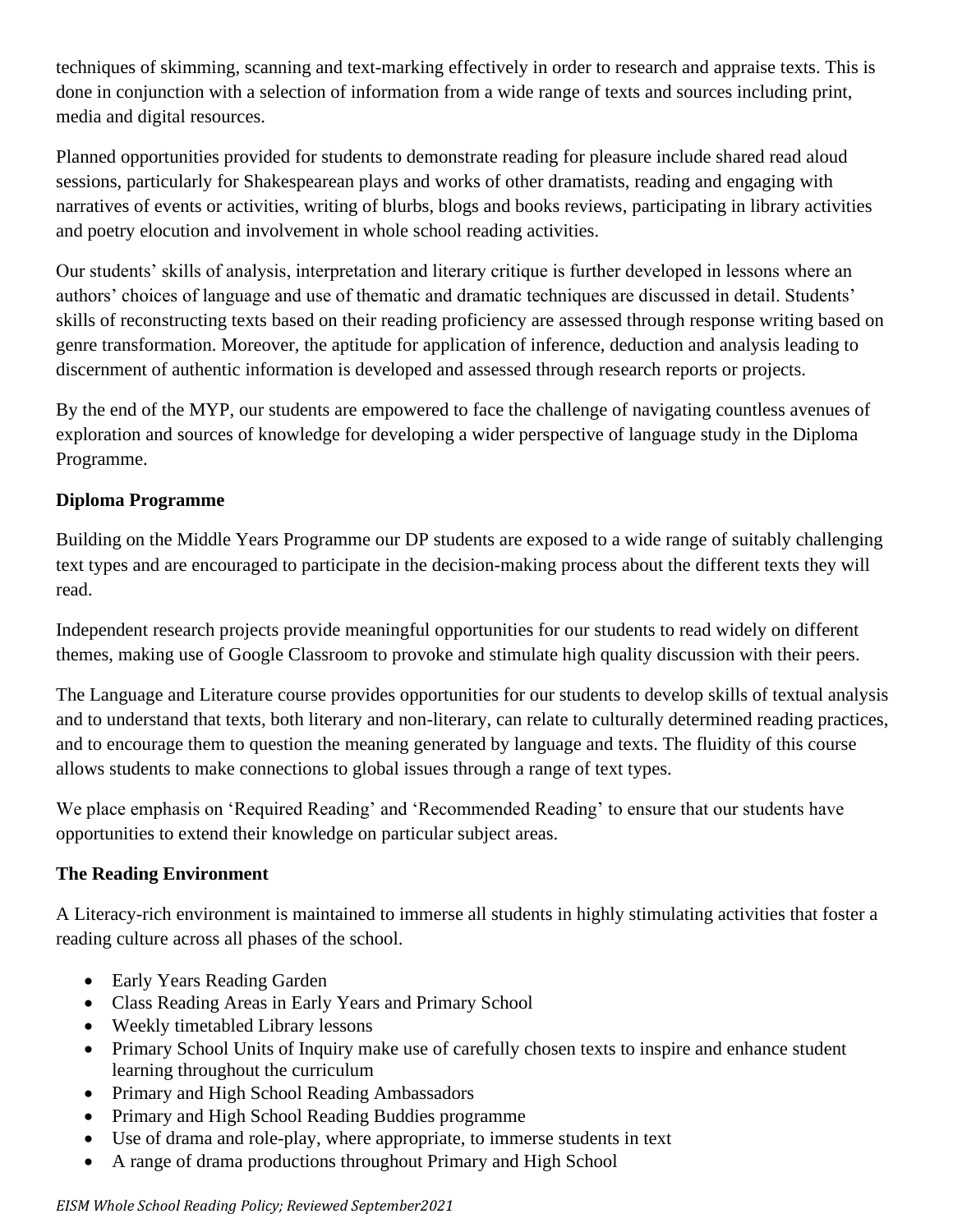techniques of skimming, scanning and text-marking effectively in order to research and appraise texts. This is done in conjunction with a selection of information from a wide range of texts and sources including print, media and digital resources.

Planned opportunities provided for students to demonstrate reading for pleasure include shared read aloud sessions, particularly for Shakespearean plays and works of other dramatists, reading and engaging with narratives of events or activities, writing of blurbs, blogs and books reviews, participating in library activities and poetry elocution and involvement in whole school reading activities.

Our students' skills of analysis, interpretation and literary critique is further developed in lessons where an authors' choices of language and use of thematic and dramatic techniques are discussed in detail. Students' skills of reconstructing texts based on their reading proficiency are assessed through response writing based on genre transformation. Moreover, the aptitude for application of inference, deduction and analysis leading to discernment of authentic information is developed and assessed through research reports or projects.

By the end of the MYP, our students are empowered to face the challenge of navigating countless avenues of exploration and sources of knowledge for developing a wider perspective of language study in the Diploma Programme.

**Diploma Programme**

Building on the Middle Years Programme our DP students are exposed to a wide range of suitably challenging text types and are encouraged to participate in the decision-making process about the different texts they will read.

Independent research projects provide meaningful opportunities for our students to read widely on different themes, making use of Google Classroom to provoke and stimulate high quality discussion with their peers.

The Language and Literature course provides opportunities for our students to develop skills of textual analysis and to understand that texts, both literary and non-literary, can relate to culturally determined reading practices, and to encourage them to question the meaning generated by language and texts. The fluidity of this course allows students to make connections to global issues through a range of text types.

We place emphasis on 'Required Reading' and 'Recommended Reading' to ensure that our students have opportunities to extend their knowledge on particular subject areas.

**The Reading Environment**

A Literacy-rich environment is maintained to immerse all students in highly stimulating activities that foster a reading culture across all phases of the school.

- Early Years Reading Garden
- Class Reading Areas in Early Years and Primary School
- Weekly timetabled Library lessons
- Primary School Units of Inquiry make use of carefully chosen texts to inspire and enhance student learning throughout the curriculum
- Primary and High School Reading Ambassadors
- Primary and High School Reading Buddies programme
- Use of drama and role-play, where appropriate, to immerse students in text
- A range of drama productions throughout Primary and High School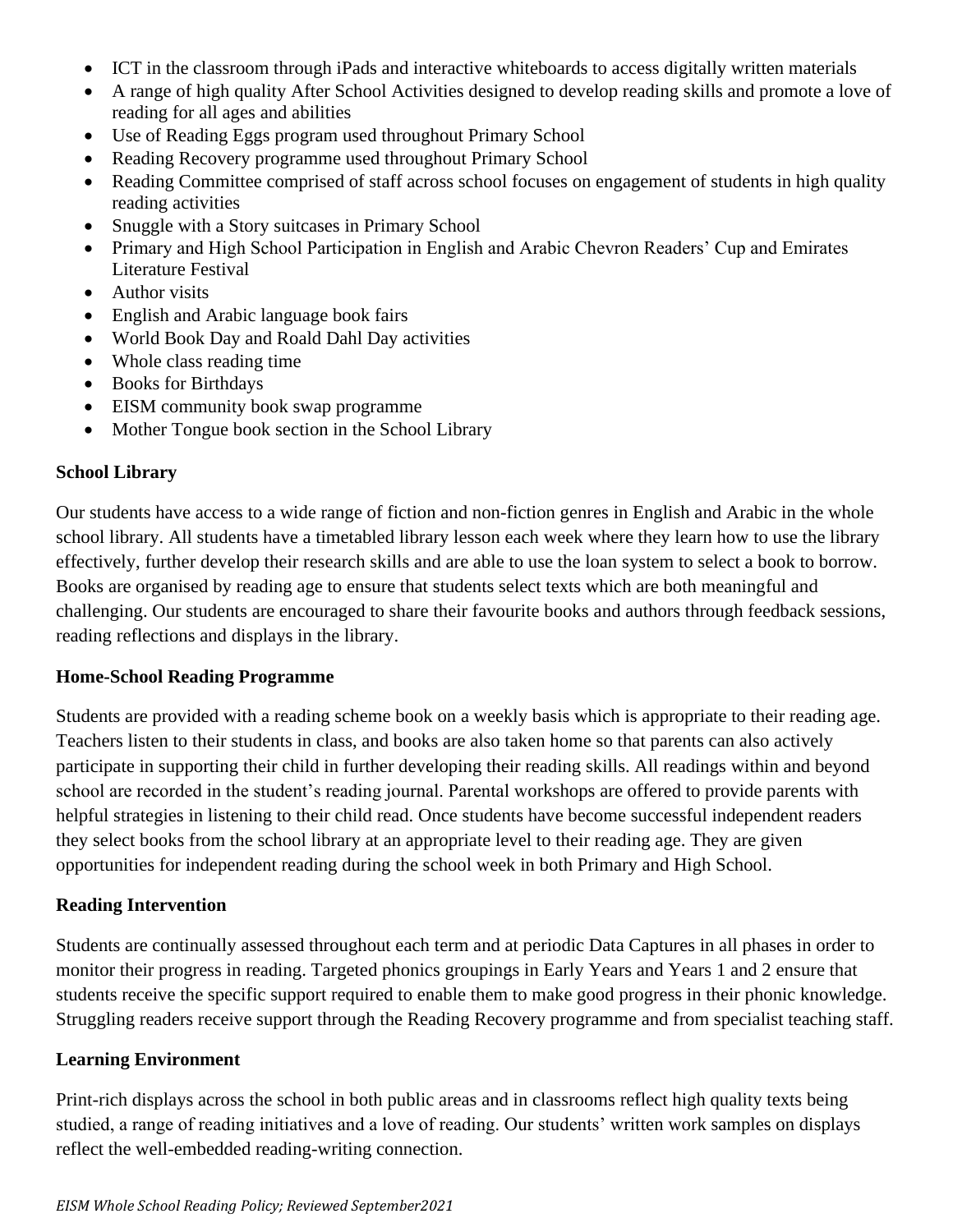- ICT in the classroom through iPads and interactive whiteboards to access digitally written materials
- A range of high quality After School Activities designed to develop reading skills and promote a love of reading for all ages and abilities
- Use of Reading Eggs program used throughout Primary School
- Reading Recovery programme used throughout Primary School
- Reading Committee comprised of staff across school focuses on engagement of students in high quality reading activities
- Snuggle with a Story suitcases in Primary School
- Primary and High School Participation in English and Arabic Chevron Readers' Cup and Emirates Literature Festival
- Author visits
- English and Arabic language book fairs
- World Book Day and Roald Dahl Day activities
- Whole class reading time
- Books for Birthdays
- EISM community book swap programme
- Mother Tongue book section in the School Library

**School Library**

Our students have access to a wide range of fiction and non-fiction genres in English and Arabic in the whole school library. All students have a timetabled library lesson each week where they learn how to use the library effectively, further develop their research skills and are able to use the loan system to select a book to borrow. Books are organised by reading age to ensure that students select texts which are both meaningful and challenging. Our students are encouraged to share their favourite books and authors through feedback sessions, reading reflections and displays in the library.

**Home-School Reading Programme**

Students are provided with a reading scheme book on a weekly basis which is appropriate to their reading age. Teachers listen to their students in class, and books are also taken home so that parents can also actively participate in supporting their child in further developing their reading skills. All readings within and beyond school are recorded in the student's reading journal. Parental workshops are offered to provide parents with helpful strategies in listening to their child read. Once students have become successful independent readers they select books from the school library at an appropriate level to their reading age. They are given opportunities for independent reading during the school week in both Primary and High School.

**Reading Intervention**

Students are continually assessed throughout each term and at periodic Data Captures in all phases in order to monitor their progress in reading. Targeted phonics groupings in Early Years and Years 1 and 2 ensure that students receive the specific support required to enable them to make good progress in their phonic knowledge. Struggling readers receive support through the Reading Recovery programme and from specialist teaching staff.

**Learning Environment**

Print-rich displays across the school in both public areas and in classrooms reflect high quality texts being studied, a range of reading initiatives and a love of reading. Our students' written work samples on displays reflect the well-embedded reading-writing connection.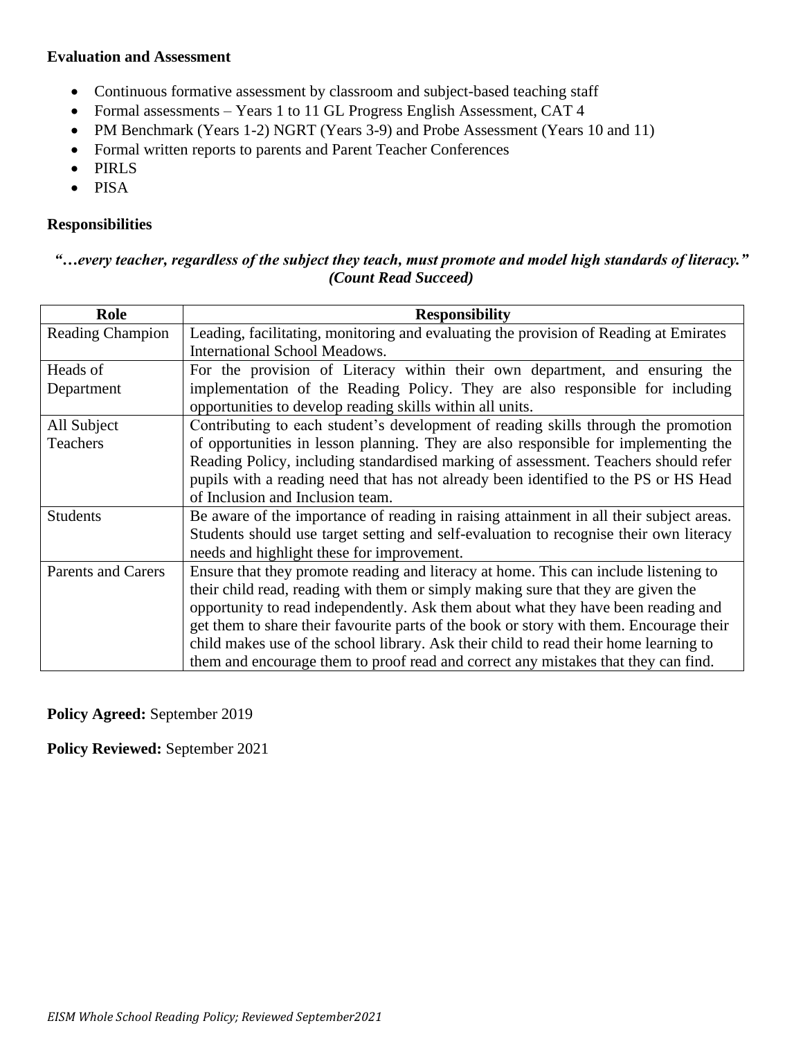**Evaluation and Assessment**

- Continuous formative assessment by classroom and subject-based teaching staff
- Formal assessments – Years 1 to 11 GL Progress English Assessment, CAT 4
- PM Benchmark (Years 1-2) NGRT (Years 3-9) and Probe Assessment (Years 10 and 11)
- Formal written reports to parents and Parent Teacher Conferences
- PIRLS
- PISA

**Responsibilities**

***"…every teacher, regardless of the subject they teach, must promote and model high standards of literacy." (Count Read Succeed)***

| Role | Responsibility |
| --- | --- |
| Reading Champion | Leading, facilitating, monitoring and evaluating the provision of Reading at Emirates International School Meadows. |
| Heads of Department | For the provision of Literacy within their own department, and ensuring the implementation of the Reading Policy. They are also responsible for including opportunities to develop reading skills within all units. |
| All Subject Teachers | Contributing to each student's development of reading skills through the promotion of opportunities in lesson planning. They are also responsible for implementing the Reading Policy, including standardised marking of assessment. Teachers should refer pupils with a reading need that has not already been identified to the PS or HS Head of Inclusion and Inclusion team. |
| Students | Be aware of the importance of reading in raising attainment in all their subject areas. Students should use target setting and self-evaluation to recognise their own literacy needs and highlight these for improvement. |
| Parents and Carers | Ensure that they promote reading and literacy at home. This can include listening to their child read, reading with them or simply making sure that they are given the opportunity to read independently. Ask them about what they have been reading and get them to share their favourite parts of the book or story with them. Encourage their child makes use of the school library. Ask their child to read their home learning to them and encourage them to proof read and correct any mistakes that they can find. |

**Policy Agreed:** September 2019

**Policy Reviewed:** September 2021